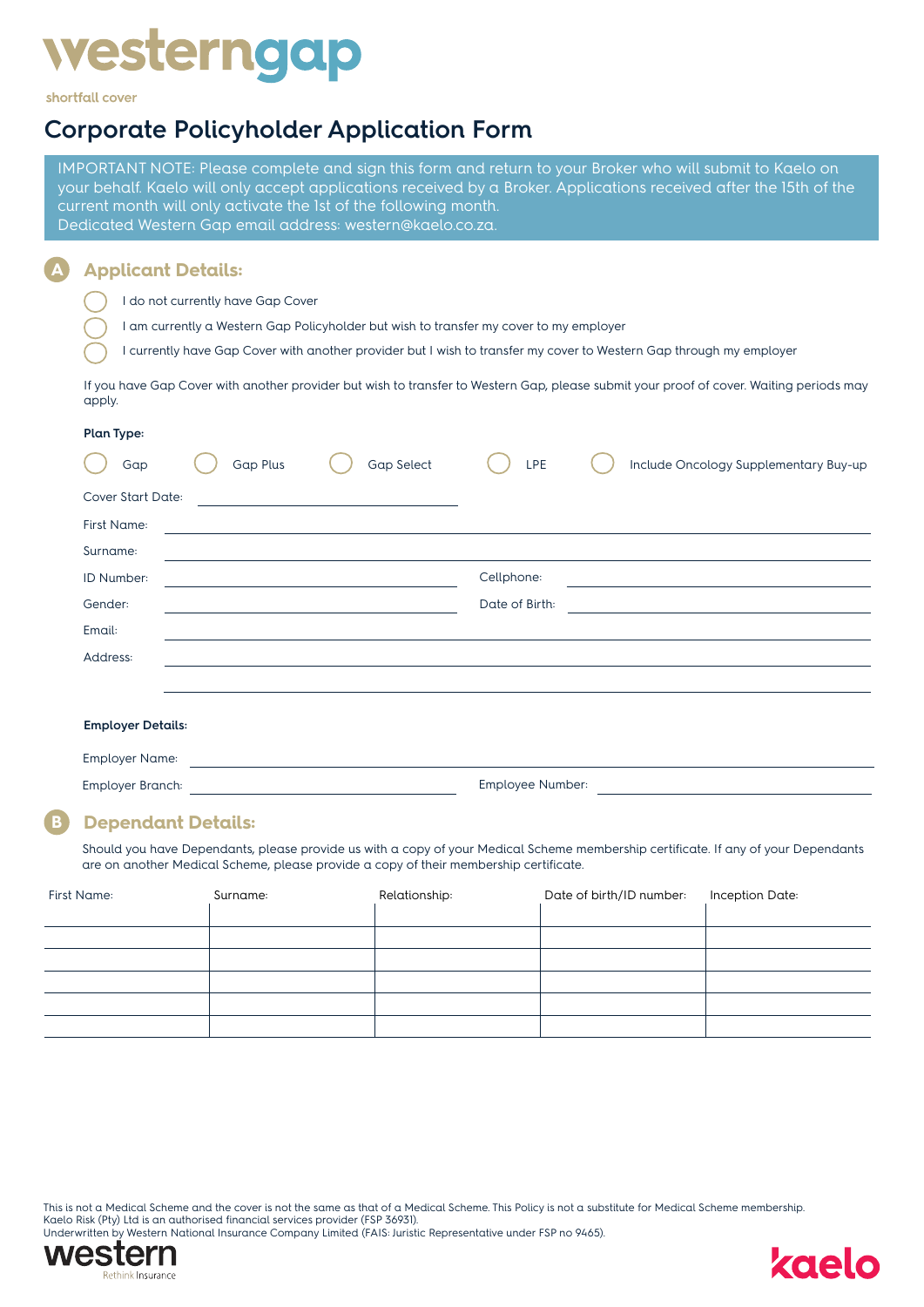# westerngap

shortfall cover

## Corporate Policyholder Application Form

IMPORTANT NOTE: Please complete and sign this form and return to your Broker who will submit to Kaelo on your behalf. Kaelo will only accept applications received by a Broker. Applications received after the 15th of the current month will only activate the 1st of the following month.
Dedicated Western Gap email address: western@kaelo.co.za.

### A Applicant Details:

- ◯ I do not currently have Gap Cover
- ◯ I am currently a Western Gap Policyholder but wish to transfer my cover to my employer
- ◯ I currently have Gap Cover with another provider but I wish to transfer my cover to Western Gap through my employer

If you have Gap Cover with another provider but wish to transfer to Western Gap, please submit your proof of cover. Waiting periods may apply.

**Plan Type:**

◯ Gap ◯ Gap Plus ◯ Gap Select ◯ LPE ◯ Include Oncology Supplementary Buy-up

Cover Start Date: ______________________

First Name: ______________________

Surname: ______________________

ID Number: ______________________ Cellphone: ______________________

Gender: ______________________ Date of Birth: ______________________

Email: ______________________

Address: ______________________

______________________

**Employer Details:**

Employer Name: ______________________

Employer Branch: ______________________ Employee Number: ______________________

### B Dependant Details:

Should you have Dependants, please provide us with a copy of your Medical Scheme membership certificate. If any of your Dependants are on another Medical Scheme, please provide a copy of their membership certificate.

| First Name: | Surname: | Relationship: | Date of birth/ID number: | Inception Date: |
|---|---|---|---|---|
| | | | | |
| | | | | |
| | | | | |
| | | | | |
| | | | | |
| | | | | |

This is not a Medical Scheme and the cover is not the same as that of a Medical Scheme. This Policy is not a substitute for Medical Scheme membership.
Kaelo Risk (Pty) Ltd is an authorised financial services provider (FSP 36931).
Underwritten by Western National Insurance Company Limited (FAIS: Juristic Representative under FSP no 9465).

western Rethink Insurance

kaelo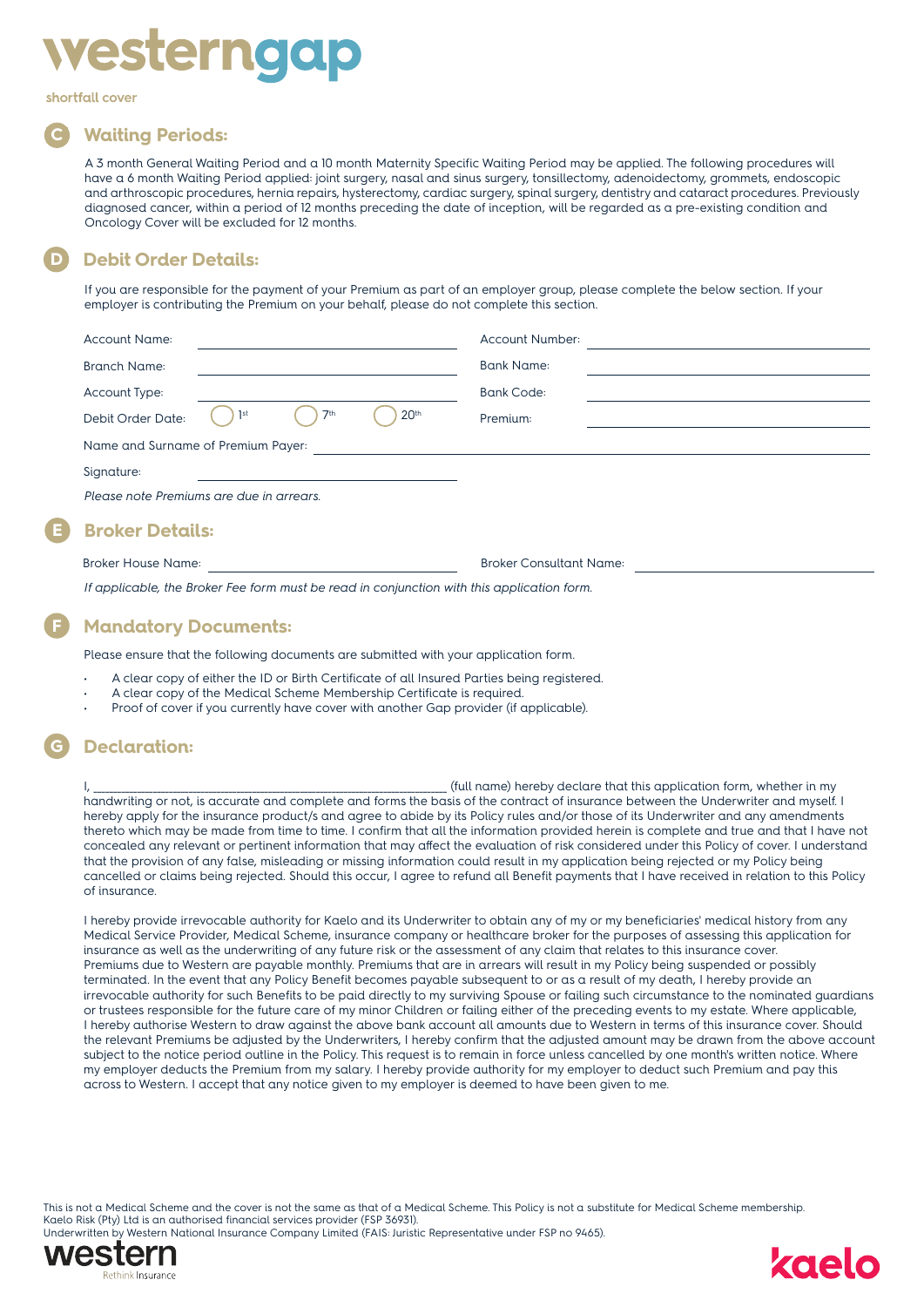# westerngap

shortfall cover

## C Waiting Periods:

A 3 month General Waiting Period and a 10 month Maternity Specific Waiting Period may be applied. The following procedures will have a 6 month Waiting Period applied: joint surgery, nasal and sinus surgery, tonsillectomy, adenoidectomy, grommets, endoscopic and arthroscopic procedures, hernia repairs, hysterectomy, cardiac surgery, spinal surgery, dentistry and cataract procedures. Previously diagnosed cancer, within a period of 12 months preceding the date of inception, will be regarded as a pre-existing condition and Oncology Cover will be excluded for 12 months.

## D Debit Order Details:

If you are responsible for the payment of your Premium as part of an employer group, please complete the below section. If your employer is contributing the Premium on your behalf, please do not complete this section.

Account Name: ____________________ Account Number: ____________________

Branch Name: ____________________ Bank Name: ____________________

Account Type: ____________________ Bank Code: ____________________

Debit Order Date: ◯ 1st ◯ 7th ◯ 20th Premium: ____________________

Name and Surname of Premium Payer: ____________________

Signature: ____________________

*Please note Premiums are due in arrears.*

## E Broker Details:

Broker House Name: ____________________ Broker Consultant Name: ____________________

*If applicable, the Broker Fee form must be read in conjunction with this application form.*

## F Mandatory Documents:

Please ensure that the following documents are submitted with your application form.

- A clear copy of either the ID or Birth Certificate of all Insured Parties being registered.
- A clear copy of the Medical Scheme Membership Certificate is required.
- Proof of cover if you currently have cover with another Gap provider (if applicable).

## G Declaration:

I, ______________________________ (full name) hereby declare that this application form, whether in my handwriting or not, is accurate and complete and forms the basis of the contract of insurance between the Underwriter and myself. I hereby apply for the insurance product/s and agree to abide by its Policy rules and/or those of its Underwriter and any amendments thereto which may be made from time to time. I confirm that all the information provided herein is complete and true and that I have not concealed any relevant or pertinent information that may affect the evaluation of risk considered under this Policy of cover. I understand that the provision of any false, misleading or missing information could result in my application being rejected or my Policy being cancelled or claims being rejected. Should this occur, I agree to refund all Benefit payments that I have received in relation to this Policy of insurance.

I hereby provide irrevocable authority for Kaelo and its Underwriter to obtain any of my or my beneficiaries' medical history from any Medical Service Provider, Medical Scheme, insurance company or healthcare broker for the purposes of assessing this application for insurance as well as the underwriting of any future risk or the assessment of any claim that relates to this insurance cover. Premiums due to Western are payable monthly. Premiums that are in arrears will result in my Policy being suspended or possibly terminated. In the event that any Policy Benefit becomes payable subsequent to or as a result of my death, I hereby provide an irrevocable authority for such Benefits to be paid directly to my surviving Spouse or failing such circumstance to the nominated guardians or trustees responsible for the future care of my minor Children or failing either of the preceding events to my estate. Where applicable, I hereby authorise Western to draw against the above bank account all amounts due to Western in terms of this insurance cover. Should the relevant Premiums be adjusted by the Underwriters, I hereby confirm that the adjusted amount may be drawn from the above account subject to the notice period outline in the Policy. This request is to remain in force unless cancelled by one month's written notice. Where my employer deducts the Premium from my salary. I hereby provide authority for my employer to deduct such Premium and pay this across to Western. I accept that any notice given to my employer is deemed to have been given to me.

This is not a Medical Scheme and the cover is not the same as that of a Medical Scheme. This Policy is not a substitute for Medical Scheme membership.
Kaelo Risk (Pty) Ltd is an authorised financial services provider (FSP 36931).
Underwritten by Western National Insurance Company Limited (FAIS: Juristic Representative under FSP no 9465).

western Rethink Insurance

kaelo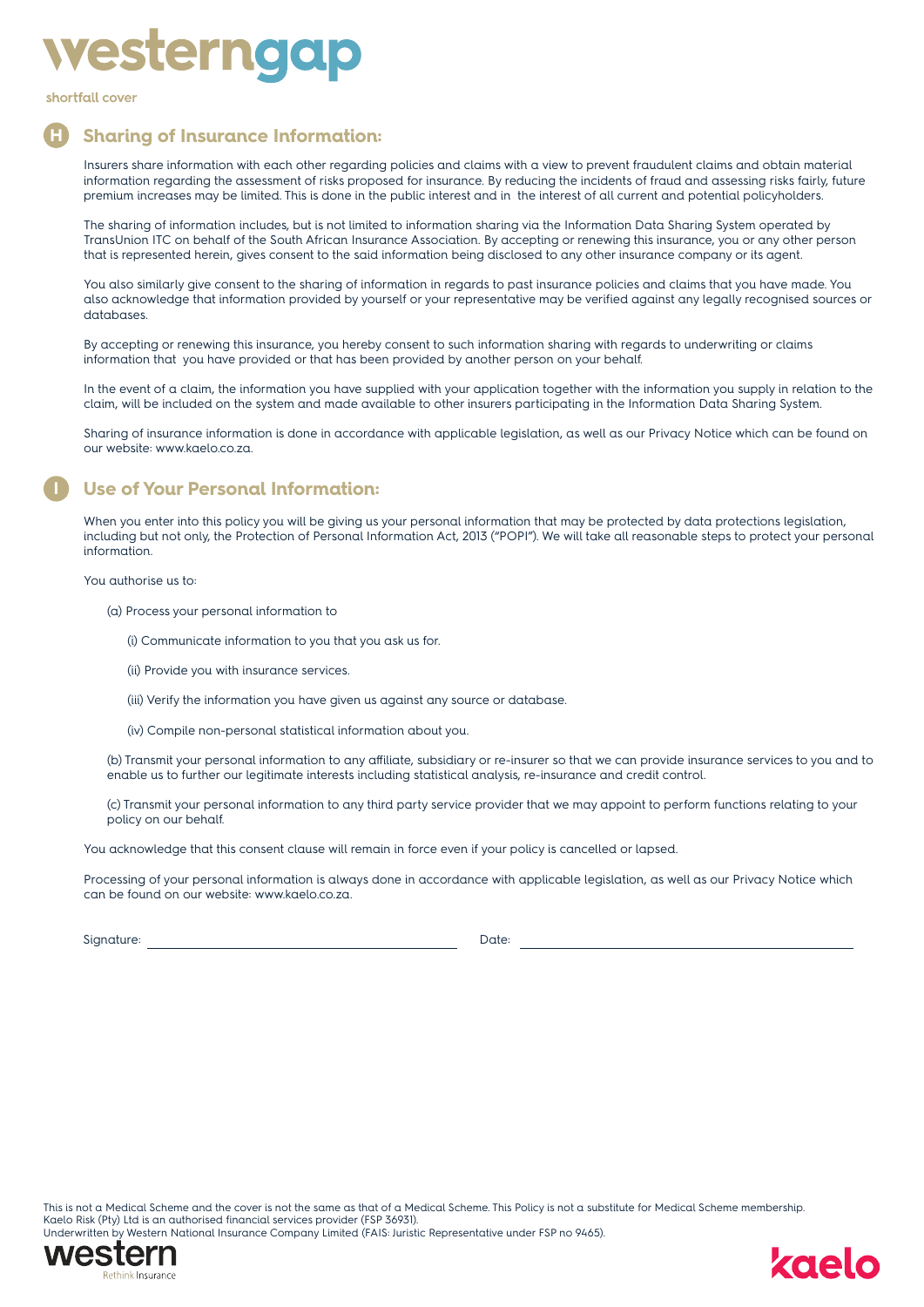## H Sharing of Insurance Information:

Insurers share information with each other regarding policies and claims with a view to prevent fraudulent claims and obtain material information regarding the assessment of risks proposed for insurance. By reducing the incidents of fraud and assessing risks fairly, future premium increases may be limited. This is done in the public interest and in the interest of all current and potential policyholders.

The sharing of information includes, but is not limited to information sharing via the Information Data Sharing System operated by TransUnion ITC on behalf of the South African Insurance Association. By accepting or renewing this insurance, you or any other person that is represented herein, gives consent to the said information being disclosed to any other insurance company or its agent.

You also similarly give consent to the sharing of information in regards to past insurance policies and claims that you have made. You also acknowledge that information provided by yourself or your representative may be verified against any legally recognised sources or databases.

By accepting or renewing this insurance, you hereby consent to such information sharing with regards to underwriting or claims information that you have provided or that has been provided by another person on your behalf.

In the event of a claim, the information you have supplied with your application together with the information you supply in relation to the claim, will be included on the system and made available to other insurers participating in the Information Data Sharing System.

Sharing of insurance information is done in accordance with applicable legislation, as well as our Privacy Notice which can be found on our website: www.kaelo.co.za.

## I Use of Your Personal Information:

When you enter into this policy you will be giving us your personal information that may be protected by data protections legislation, including but not only, the Protection of Personal Information Act, 2013 ("POPI"). We will take all reasonable steps to protect your personal information.

You authorise us to:

(a) Process your personal information to

(i) Communicate information to you that you ask us for.

(ii) Provide you with insurance services.

(iii) Verify the information you have given us against any source or database.

(iv) Compile non-personal statistical information about you.

(b) Transmit your personal information to any affiliate, subsidiary or re-insurer so that we can provide insurance services to you and to enable us to further our legitimate interests including statistical analysis, re-insurance and credit control.

(c) Transmit your personal information to any third party service provider that we may appoint to perform functions relating to your policy on our behalf.

You acknowledge that this consent clause will remain in force even if your policy is cancelled or lapsed.

Processing of your personal information is always done in accordance with applicable legislation, as well as our Privacy Notice which can be found on our website: www.kaelo.co.za.

Signature: ______________________ Date: ______________________

This is not a Medical Scheme and the cover is not the same as that of a Medical Scheme. This Policy is not a substitute for Medical Scheme membership.
Kaelo Risk (Pty) Ltd is an authorised financial services provider (FSP 36931).
Underwritten by Western National Insurance Company Limited (FAIS: Juristic Representative under FSP no 9465).